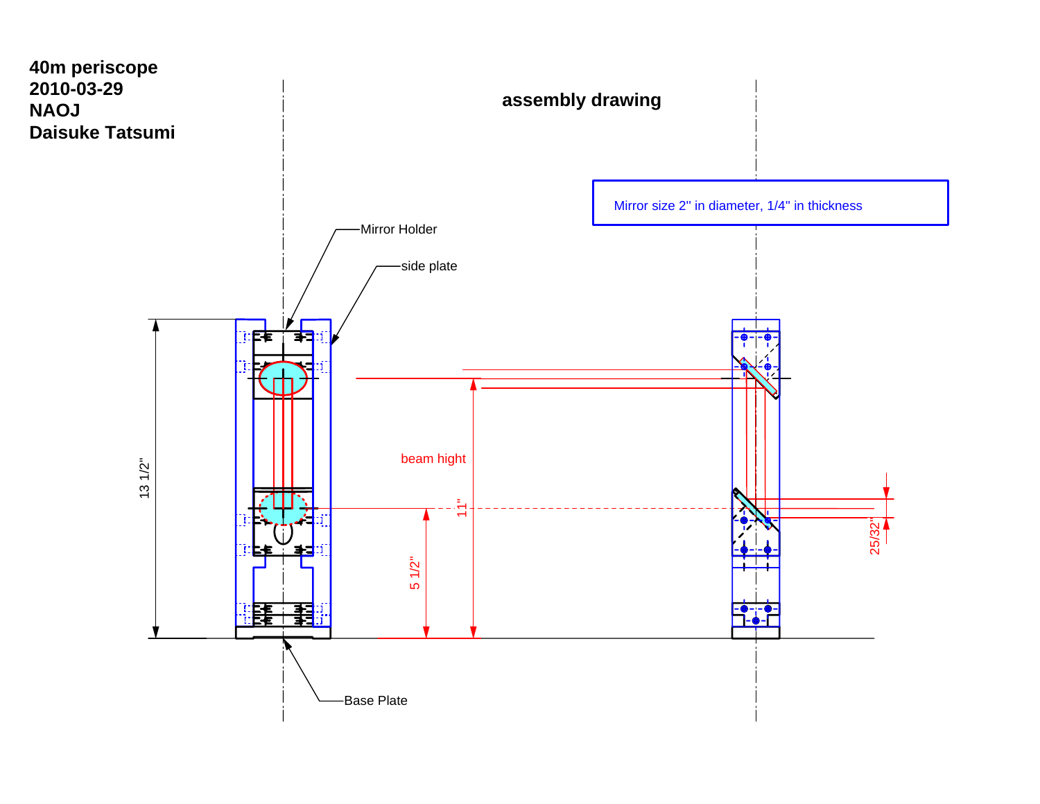**40m periscope**
**2010-03-29**
**NAOJ**
**Daisuke Tatsumi**

## assembly drawing

Mirror size 2" in diameter, 1/4" in thickness

Mirror Holder

side plate

Base Plate

13 1/2"

beam hight

11"

5 1/2"

25/32"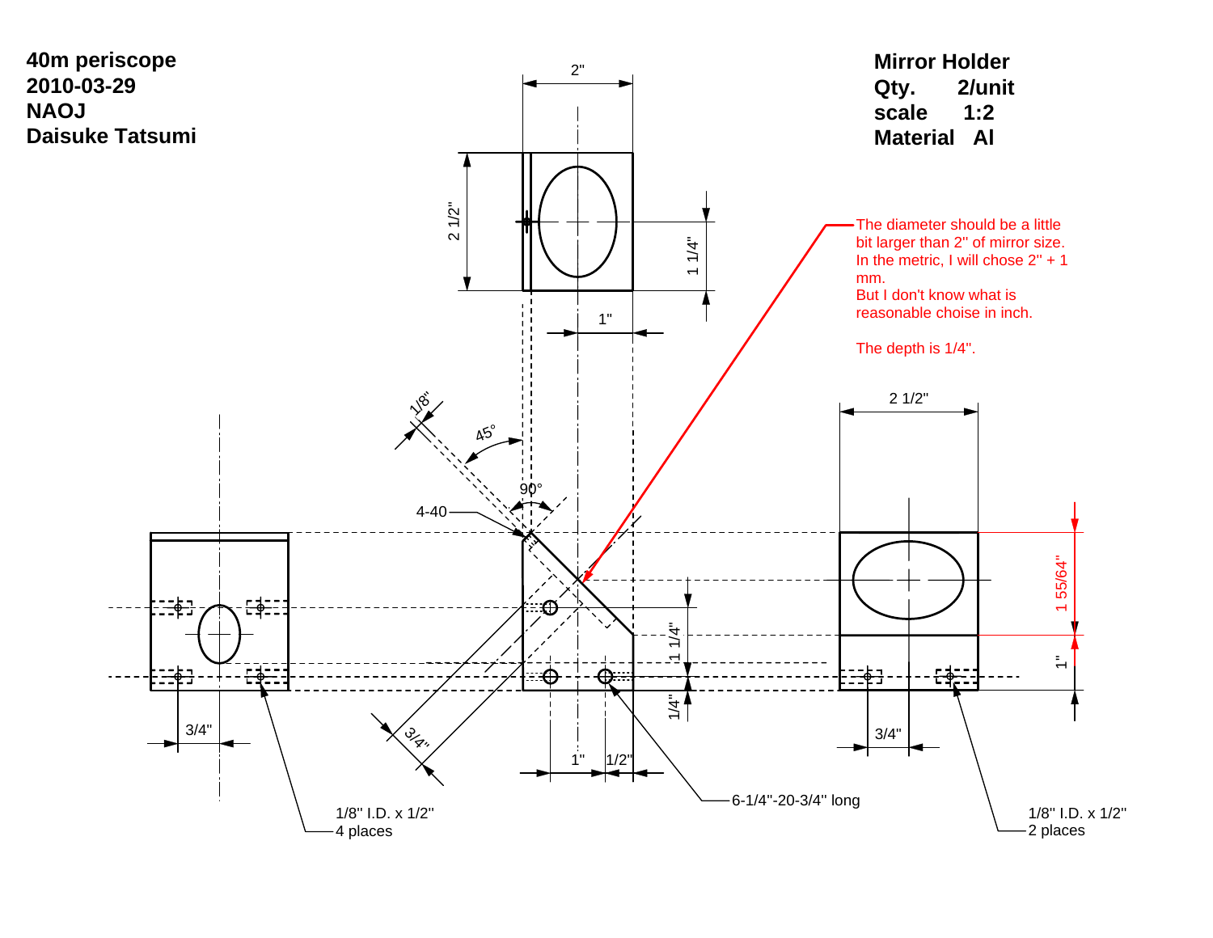**40m periscope**
**2010-03-29**
**NAOJ**
**Daisuke Tatsumi**

**Mirror Holder**
**Qty. 2/unit**
**scale 1:2**
**Material Al**

The diameter should be a little bit larger than 2" of mirror size. In the metric, I will chose 2" + 1 mm.
But I don't know what is reasonable choise in inch.

The depth is 1/4".

2"

2 1/2"

1 1/4"

1"

1/8"

45°

90°

4-40

1 1/4"

1/4"

3/4"

1"

1/2"

6-1/4"-20-3/4" long

3/4"

1/8" I.D. x 1/2"
4 places

2 1/2"

1 55/64"

1"

3/4"

1/8" I.D. x 1/2"
2 places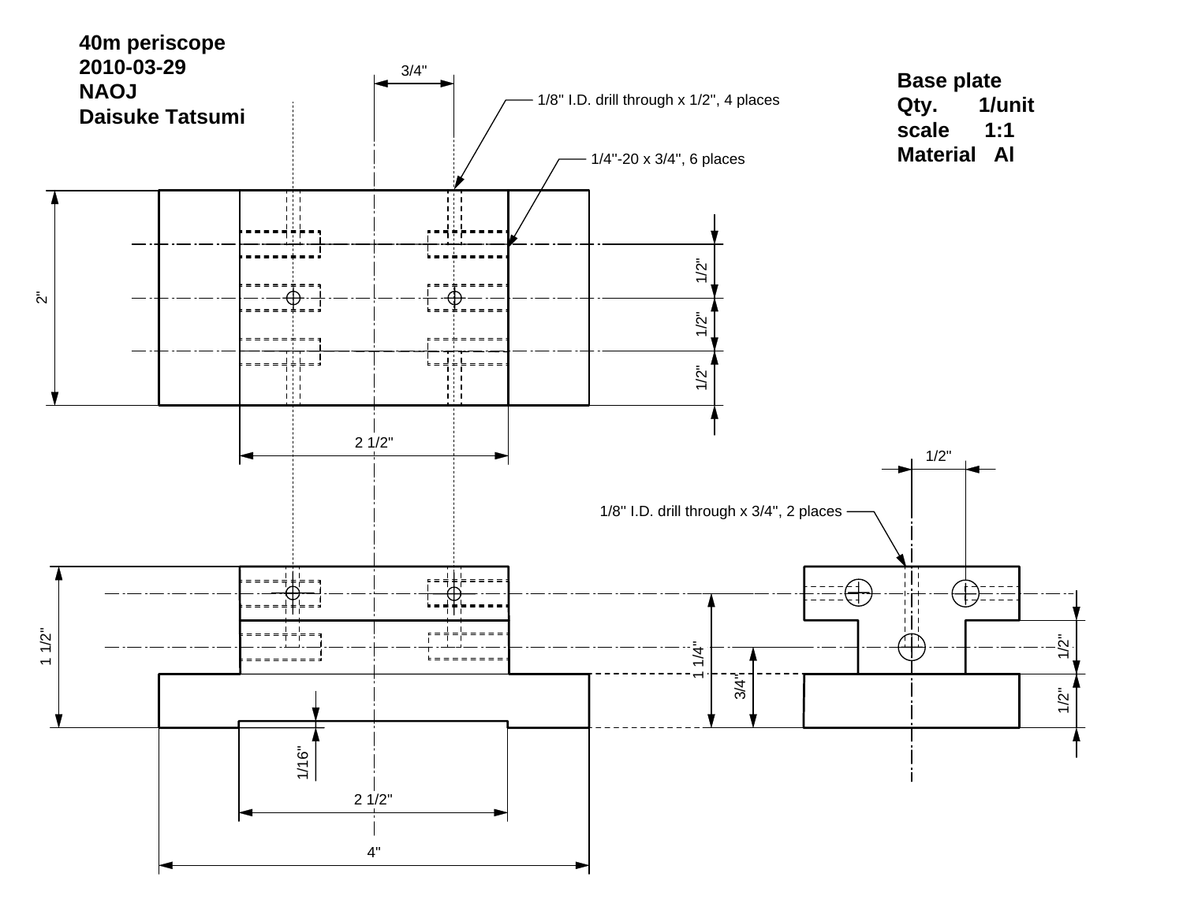**40m periscope**
**2010-03-29**
**NAOJ**
**Daisuke Tatsumi**

**Base plate**
**Qty. 1/unit**
**scale 1:1**
**Material Al**

3/4"

1/8" I.D. drill through x 1/2", 4 places

1/4"-20 x 3/4", 6 places

2"

1/2"

1/2"

1/2"

2 1/2"

1/2"

1/8" I.D. drill through x 3/4", 2 places

1 1/2"

1 1/4"

3/4"

1/2"

1/2"

1/16"

2 1/2"

4"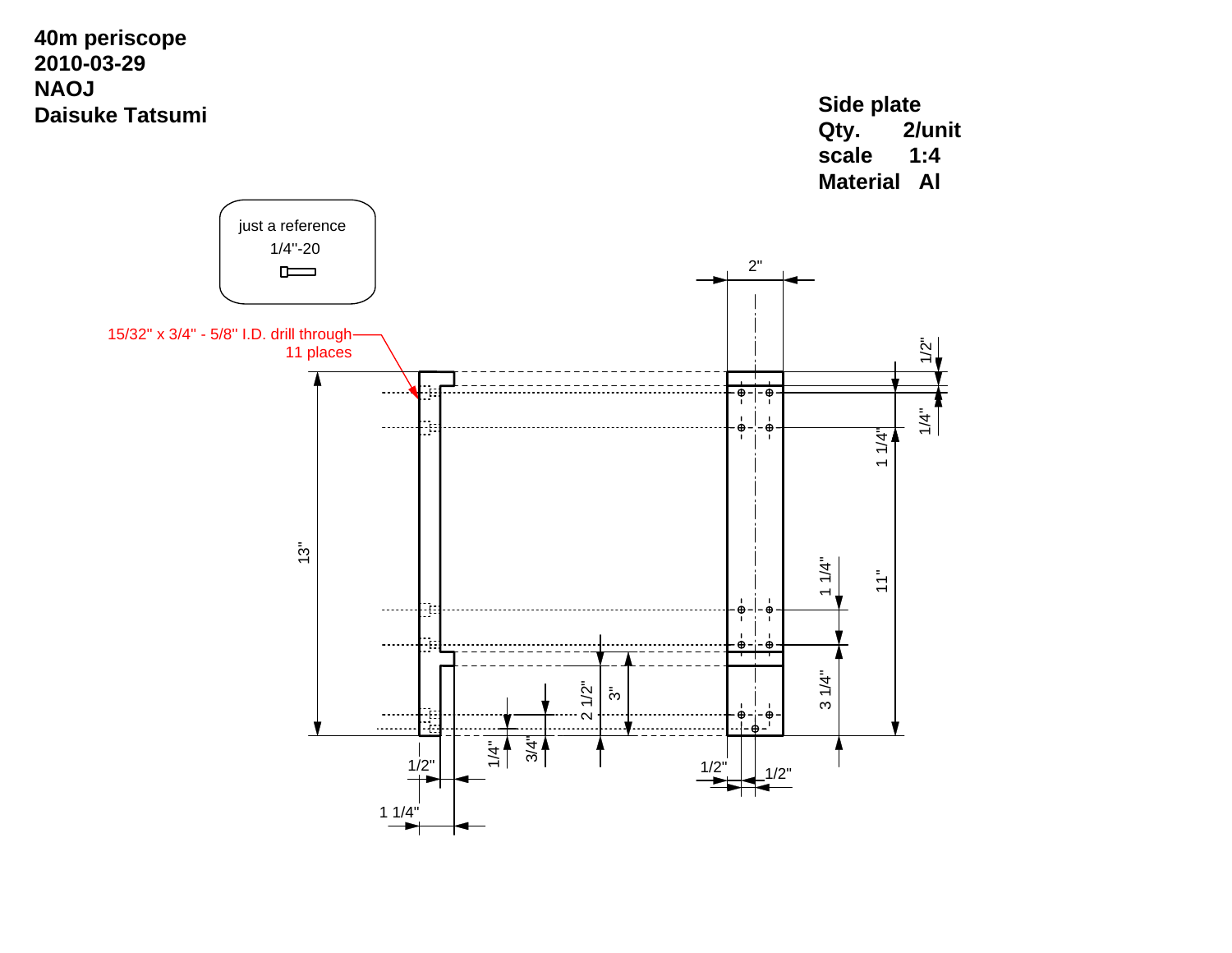**40m periscope**
**2010-03-29**
**NAOJ**
**Daisuke Tatsumi**

**Side plate**
**Qty. 2/unit**
**scale 1:4**
**Material Al**

just a reference
1/4"-20

15/32" x 3/4" - 5/8" I.D. drill through
11 places

2"
1/2"
1/4"
1 1/4"
11"
13"
1 1/4"
3 1/4"
3"
2 1/2"
3/4"
1/4"
1/2"
1 1/4"
1/2"
1/2"